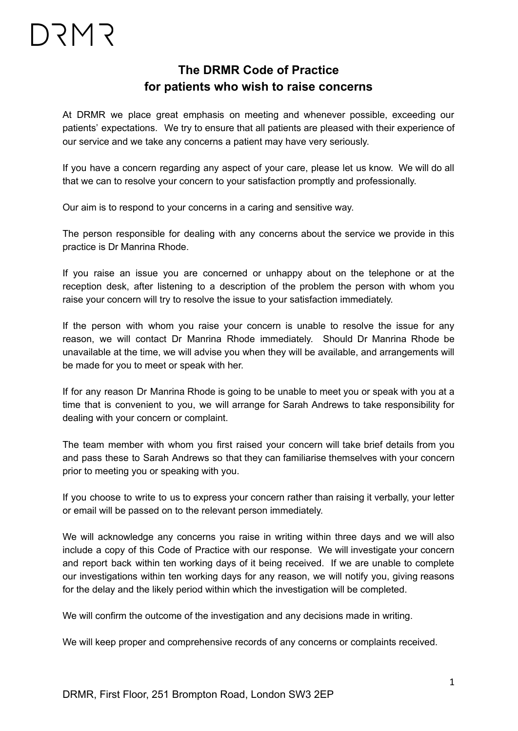DRMR

# The DRMR Code of Practice for patients who wish to raise concerns

At DRMR we place great emphasis on meeting and whenever possible, exceeding our patients' expectations. We try to ensure that all patients are pleased with their experience of our service and we take any concerns a patient may have very seriously.

If you have a concern regarding any aspect of your care, please let us know. We will do all that we can to resolve your concern to your satisfaction promptly and professionally.

Our aim is to respond to your concerns in a caring and sensitive way.

The person responsible for dealing with any concerns about the service we provide in this practice is Dr Manrina Rhode.

If you raise an issue you are concerned or unhappy about on the telephone or at the reception desk, after listening to a description of the problem the person with whom you raise your concern will try to resolve the issue to your satisfaction immediately.

If the person with whom you raise your concern is unable to resolve the issue for any reason, we will contact Dr Manrina Rhode immediately. Should Dr Manrina Rhode be unavailable at the time, we will advise you when they will be available, and arrangements will be made for you to meet or speak with her.

If for any reason Dr Manrina Rhode is going to be unable to meet you or speak with you at a time that is convenient to you, we will arrange for Sarah Andrews to take responsibility for dealing with your concern or complaint.

The team member with whom you first raised your concern will take brief details from you and pass these to Sarah Andrews so that they can familiarise themselves with your concern prior to meeting you or speaking with you.

If you choose to write to us to express your concern rather than raising it verbally, your letter or email will be passed on to the relevant person immediately.

We will acknowledge any concerns you raise in writing within three days and we will also include a copy of this Code of Practice with our response. We will investigate your concern and report back within ten working days of it being received. If we are unable to complete our investigations within ten working days for any reason, we will notify you, giving reasons for the delay and the likely period within which the investigation will be completed.

We will confirm the outcome of the investigation and any decisions made in writing.

We will keep proper and comprehensive records of any concerns or complaints received.

DRMR, First Floor, 251 Brompton Road, London SW3 2EP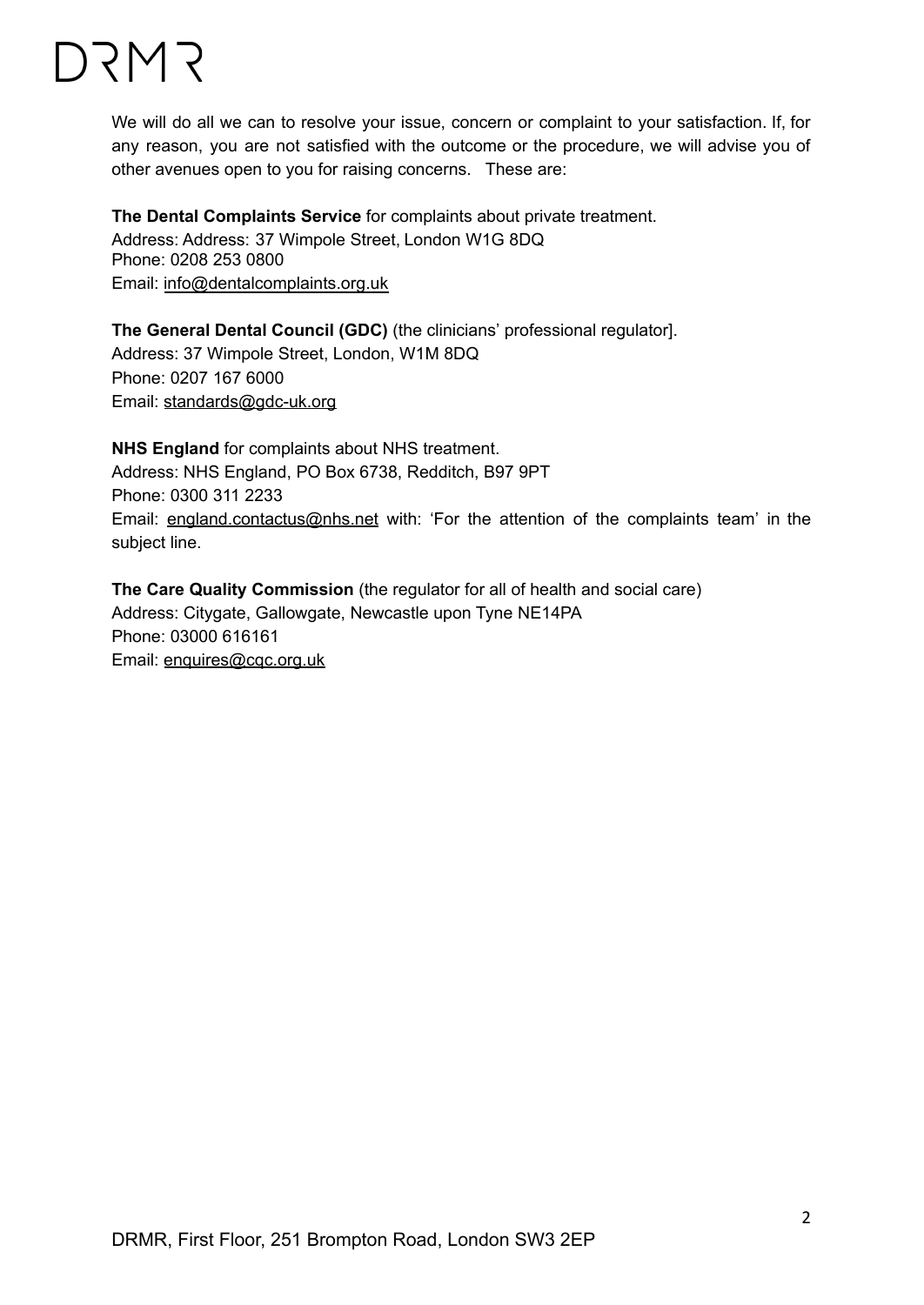We will do all we can to resolve your issue, concern or complaint to your satisfaction. If, for any reason, you are not satisfied with the outcome or the procedure, we will advise you of other avenues open to you for raising concerns.   These are:

**The Dental Complaints Service** for complaints about private treatment.
Address: Address: 37 Wimpole Street, London W1G 8DQ
Phone: 0208 253 0800
Email: info@dentalcomplaints.org.uk

**The General Dental Council (GDC)** (the clinicians' professional regulator].
Address: 37 Wimpole Street, London, W1M 8DQ
Phone: 0207 167 6000
Email: standards@gdc-uk.org

**NHS England** for complaints about NHS treatment.
Address: NHS England, PO Box 6738, Redditch, B97 9PT
Phone: 0300 311 2233
Email: england.contactus@nhs.net with: 'For the attention of the complaints team' in the subject line.

**The Care Quality Commission** (the regulator for all of health and social care)
Address: Citygate, Gallowgate, Newcastle upon Tyne NE14PA
Phone: 03000 616161
Email: enquires@cqc.org.uk